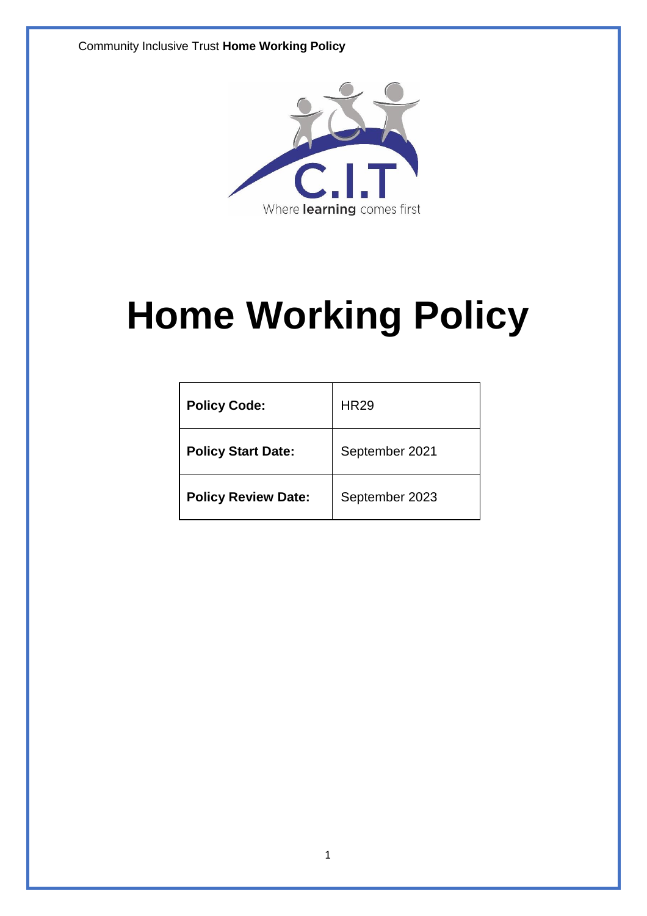# Home Working Policy

| Policy Code: | HR29 |
| --- | --- |
| Policy Start Date: | September 2021 |
| Policy Review Date: | September 2023 |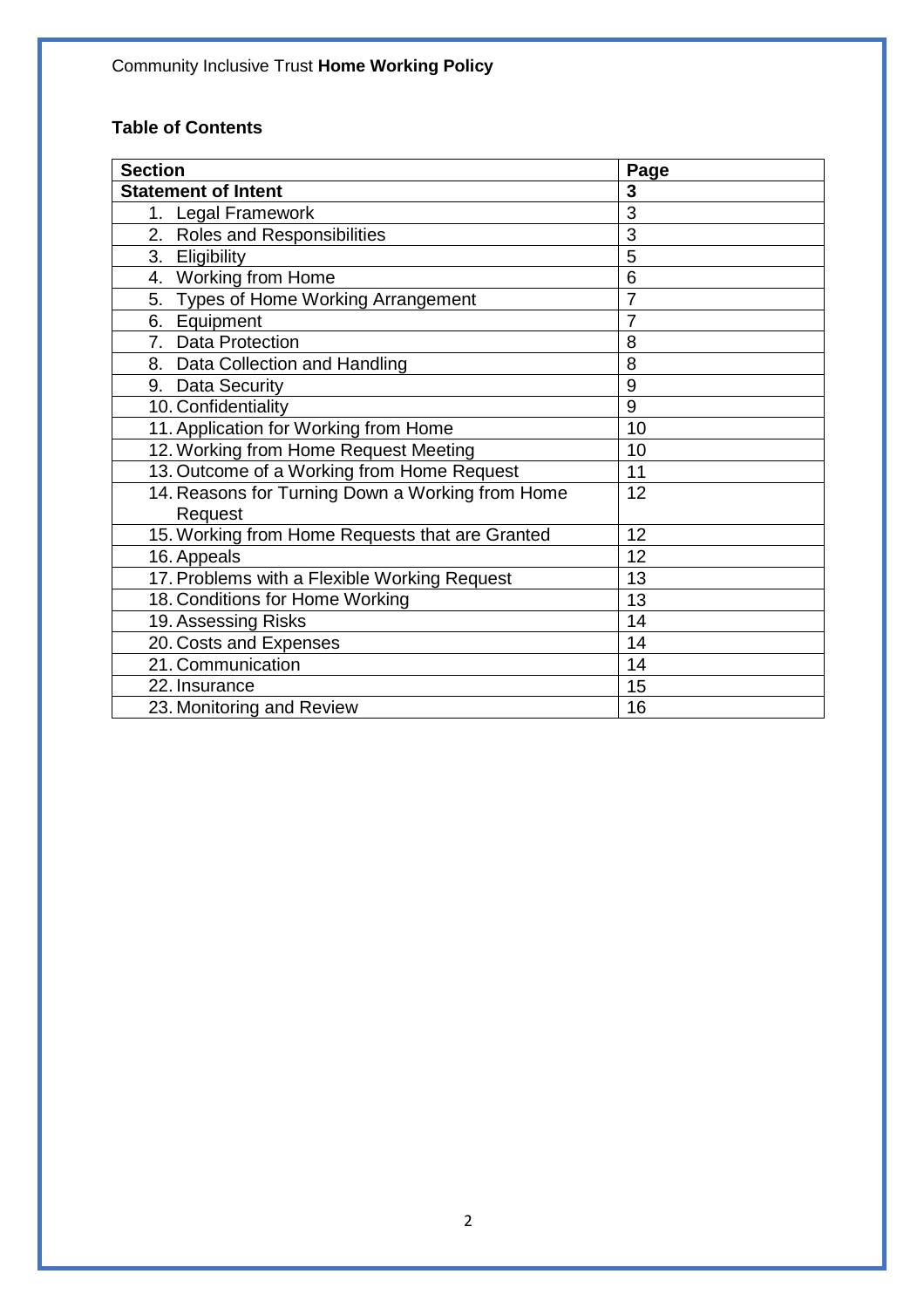## Table of Contents

| Section | Page |
|---|---|
| **Statement of Intent** | **3** |
| 1. Legal Framework | 3 |
| 2. Roles and Responsibilities | 3 |
| 3. Eligibility | 5 |
| 4. Working from Home | 6 |
| 5. Types of Home Working Arrangement | 7 |
| 6. Equipment | 7 |
| 7. Data Protection | 8 |
| 8. Data Collection and Handling | 8 |
| 9. Data Security | 9 |
| 10. Confidentiality | 9 |
| 11. Application for Working from Home | 10 |
| 12. Working from Home Request Meeting | 10 |
| 13. Outcome of a Working from Home Request | 11 |
| 14. Reasons for Turning Down a Working from Home Request | 12 |
| 15. Working from Home Requests that are Granted | 12 |
| 16. Appeals | 12 |
| 17. Problems with a Flexible Working Request | 13 |
| 18. Conditions for Home Working | 13 |
| 19. Assessing Risks | 14 |
| 20. Costs and Expenses | 14 |
| 21. Communication | 14 |
| 22. Insurance | 15 |
| 23. Monitoring and Review | 16 |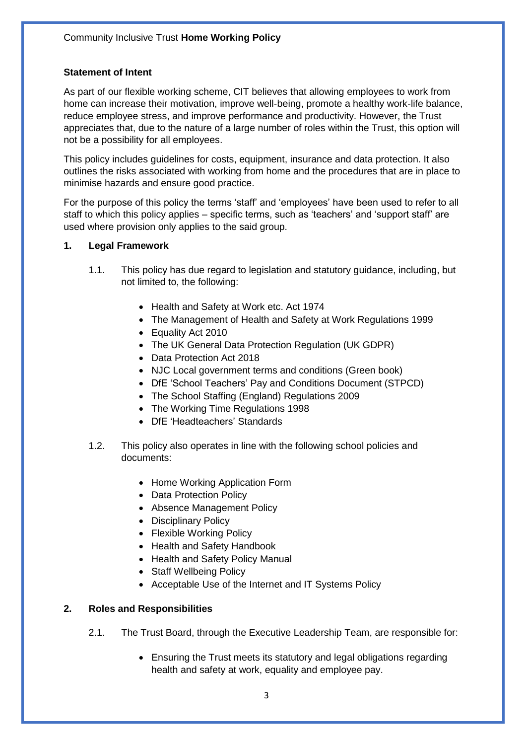Community Inclusive Trust **Home Working Policy**

**Statement of Intent**

As part of our flexible working scheme, CIT believes that allowing employees to work from home can increase their motivation, improve well-being, promote a healthy work-life balance, reduce employee stress, and improve performance and productivity. However, the Trust appreciates that, due to the nature of a large number of roles within the Trust, this option will not be a possibility for all employees.

This policy includes guidelines for costs, equipment, insurance and data protection. It also outlines the risks associated with working from home and the procedures that are in place to minimise hazards and ensure good practice.

For the purpose of this policy the terms 'staff' and 'employees' have been used to refer to all staff to which this policy applies – specific terms, such as 'teachers' and 'support staff' are used where provision only applies to the said group.

**1. Legal Framework**

1.1. This policy has due regard to legislation and statutory guidance, including, but not limited to, the following:

- Health and Safety at Work etc. Act 1974
- The Management of Health and Safety at Work Regulations 1999
- Equality Act 2010
- The UK General Data Protection Regulation (UK GDPR)
- Data Protection Act 2018
- NJC Local government terms and conditions (Green book)
- DfE 'School Teachers' Pay and Conditions Document (STPCD)
- The School Staffing (England) Regulations 2009
- The Working Time Regulations 1998
- DfE 'Headteachers' Standards

1.2. This policy also operates in line with the following school policies and documents:

- Home Working Application Form
- Data Protection Policy
- Absence Management Policy
- Disciplinary Policy
- Flexible Working Policy
- Health and Safety Handbook
- Health and Safety Policy Manual
- Staff Wellbeing Policy
- Acceptable Use of the Internet and IT Systems Policy

**2. Roles and Responsibilities**

2.1. The Trust Board, through the Executive Leadership Team, are responsible for:

- Ensuring the Trust meets its statutory and legal obligations regarding health and safety at work, equality and employee pay.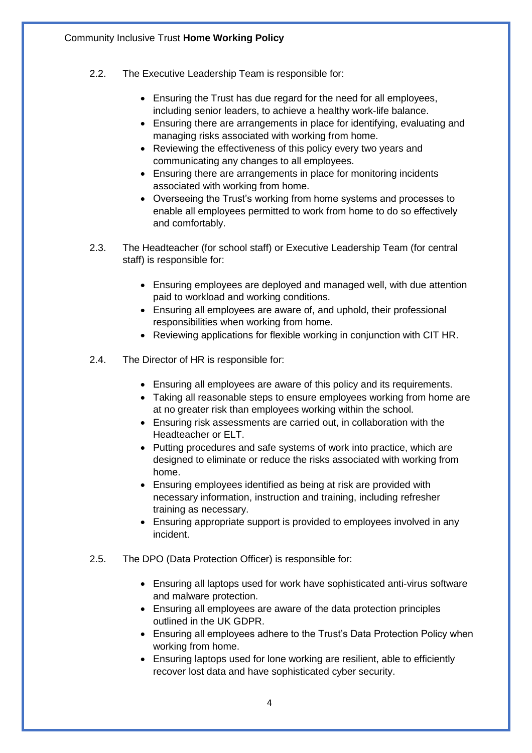2.2. The Executive Leadership Team is responsible for:

- Ensuring the Trust has due regard for the need for all employees, including senior leaders, to achieve a healthy work-life balance.
- Ensuring there are arrangements in place for identifying, evaluating and managing risks associated with working from home.
- Reviewing the effectiveness of this policy every two years and communicating any changes to all employees.
- Ensuring there are arrangements in place for monitoring incidents associated with working from home.
- Overseeing the Trust's working from home systems and processes to enable all employees permitted to work from home to do so effectively and comfortably.

2.3. The Headteacher (for school staff) or Executive Leadership Team (for central staff) is responsible for:

- Ensuring employees are deployed and managed well, with due attention paid to workload and working conditions.
- Ensuring all employees are aware of, and uphold, their professional responsibilities when working from home.
- Reviewing applications for flexible working in conjunction with CIT HR.

2.4. The Director of HR is responsible for:

- Ensuring all employees are aware of this policy and its requirements.
- Taking all reasonable steps to ensure employees working from home are at no greater risk than employees working within the school.
- Ensuring risk assessments are carried out, in collaboration with the Headteacher or ELT.
- Putting procedures and safe systems of work into practice, which are designed to eliminate or reduce the risks associated with working from home.
- Ensuring employees identified as being at risk are provided with necessary information, instruction and training, including refresher training as necessary.
- Ensuring appropriate support is provided to employees involved in any incident.

2.5. The DPO (Data Protection Officer) is responsible for:

- Ensuring all laptops used for work have sophisticated anti-virus software and malware protection.
- Ensuring all employees are aware of the data protection principles outlined in the UK GDPR.
- Ensuring all employees adhere to the Trust's Data Protection Policy when working from home.
- Ensuring laptops used for lone working are resilient, able to efficiently recover lost data and have sophisticated cyber security.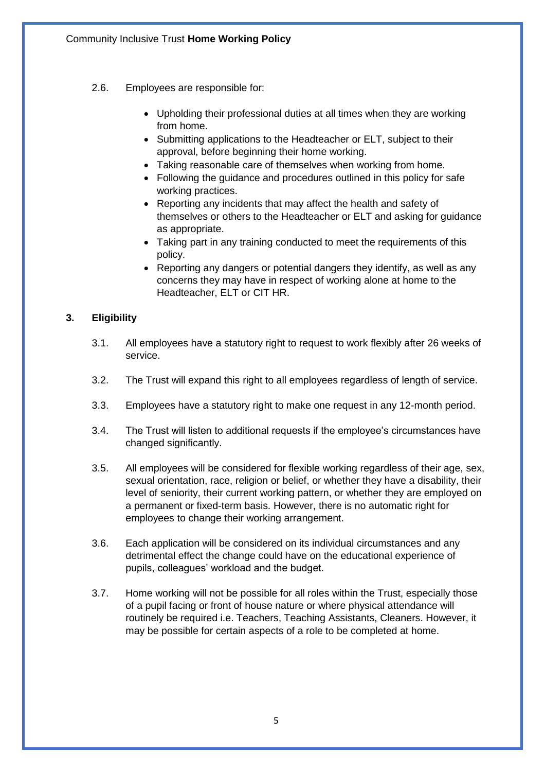2.6. Employees are responsible for:

- Upholding their professional duties at all times when they are working from home.
- Submitting applications to the Headteacher or ELT, subject to their approval, before beginning their home working.
- Taking reasonable care of themselves when working from home.
- Following the guidance and procedures outlined in this policy for safe working practices.
- Reporting any incidents that may affect the health and safety of themselves or others to the Headteacher or ELT and asking for guidance as appropriate.
- Taking part in any training conducted to meet the requirements of this policy.
- Reporting any dangers or potential dangers they identify, as well as any concerns they may have in respect of working alone at home to the Headteacher, ELT or CIT HR.

## 3. Eligibility

3.1. All employees have a statutory right to request to work flexibly after 26 weeks of service.

3.2. The Trust will expand this right to all employees regardless of length of service.

3.3. Employees have a statutory right to make one request in any 12-month period.

3.4. The Trust will listen to additional requests if the employee's circumstances have changed significantly.

3.5. All employees will be considered for flexible working regardless of their age, sex, sexual orientation, race, religion or belief, or whether they have a disability, their level of seniority, their current working pattern, or whether they are employed on a permanent or fixed-term basis. However, there is no automatic right for employees to change their working arrangement.

3.6. Each application will be considered on its individual circumstances and any detrimental effect the change could have on the educational experience of pupils, colleagues' workload and the budget.

3.7. Home working will not be possible for all roles within the Trust, especially those of a pupil facing or front of house nature or where physical attendance will routinely be required i.e. Teachers, Teaching Assistants, Cleaners. However, it may be possible for certain aspects of a role to be completed at home.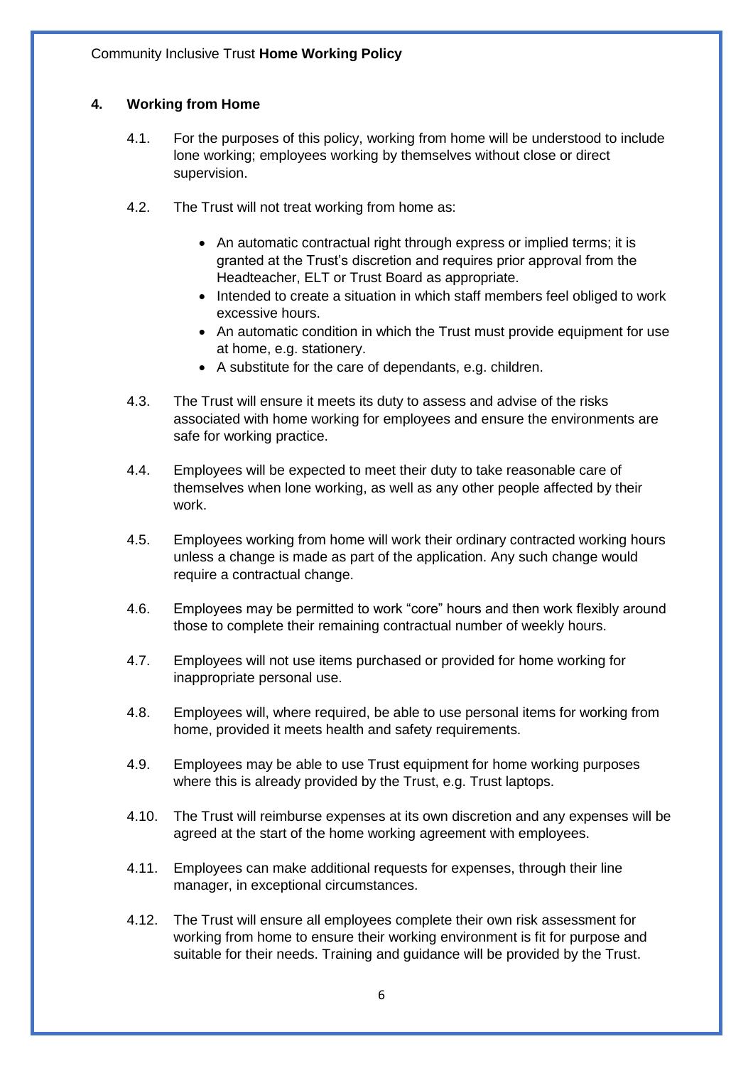## 4. Working from Home

4.1. For the purposes of this policy, working from home will be understood to include lone working; employees working by themselves without close or direct supervision.

4.2. The Trust will not treat working from home as:

- An automatic contractual right through express or implied terms; it is granted at the Trust's discretion and requires prior approval from the Headteacher, ELT or Trust Board as appropriate.
- Intended to create a situation in which staff members feel obliged to work excessive hours.
- An automatic condition in which the Trust must provide equipment for use at home, e.g. stationery.
- A substitute for the care of dependants, e.g. children.

4.3. The Trust will ensure it meets its duty to assess and advise of the risks associated with home working for employees and ensure the environments are safe for working practice.

4.4. Employees will be expected to meet their duty to take reasonable care of themselves when lone working, as well as any other people affected by their work.

4.5. Employees working from home will work their ordinary contracted working hours unless a change is made as part of the application. Any such change would require a contractual change.

4.6. Employees may be permitted to work "core" hours and then work flexibly around those to complete their remaining contractual number of weekly hours.

4.7. Employees will not use items purchased or provided for home working for inappropriate personal use.

4.8. Employees will, where required, be able to use personal items for working from home, provided it meets health and safety requirements.

4.9. Employees may be able to use Trust equipment for home working purposes where this is already provided by the Trust, e.g. Trust laptops.

4.10. The Trust will reimburse expenses at its own discretion and any expenses will be agreed at the start of the home working agreement with employees.

4.11. Employees can make additional requests for expenses, through their line manager, in exceptional circumstances.

4.12. The Trust will ensure all employees complete their own risk assessment for working from home to ensure their working environment is fit for purpose and suitable for their needs. Training and guidance will be provided by the Trust.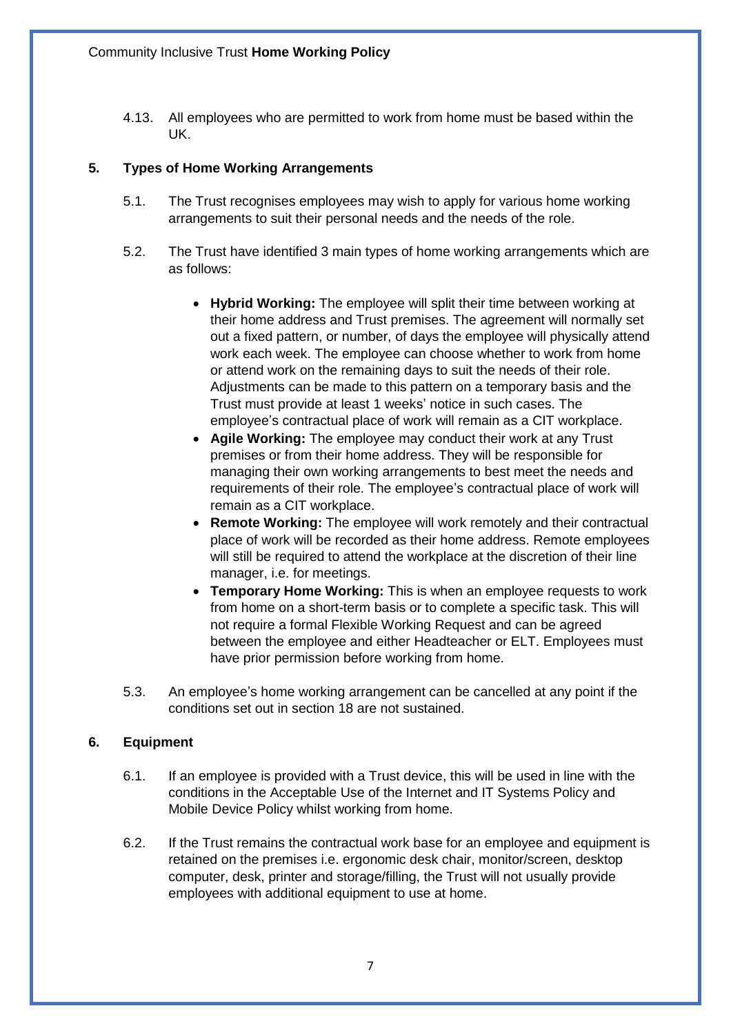4.13. All employees who are permitted to work from home must be based within the UK.

## 5. Types of Home Working Arrangements

5.1. The Trust recognises employees may wish to apply for various home working arrangements to suit their personal needs and the needs of the role.

5.2. The Trust have identified 3 main types of home working arrangements which are as follows:

- **Hybrid Working:** The employee will split their time between working at their home address and Trust premises. The agreement will normally set out a fixed pattern, or number, of days the employee will physically attend work each week. The employee can choose whether to work from home or attend work on the remaining days to suit the needs of their role. Adjustments can be made to this pattern on a temporary basis and the Trust must provide at least 1 weeks' notice in such cases. The employee's contractual place of work will remain as a CIT workplace.
- **Agile Working:** The employee may conduct their work at any Trust premises or from their home address. They will be responsible for managing their own working arrangements to best meet the needs and requirements of their role. The employee's contractual place of work will remain as a CIT workplace.
- **Remote Working:** The employee will work remotely and their contractual place of work will be recorded as their home address. Remote employees will still be required to attend the workplace at the discretion of their line manager, i.e. for meetings.
- **Temporary Home Working:** This is when an employee requests to work from home on a short-term basis or to complete a specific task. This will not require a formal Flexible Working Request and can be agreed between the employee and either Headteacher or ELT. Employees must have prior permission before working from home.

5.3. An employee's home working arrangement can be cancelled at any point if the conditions set out in section 18 are not sustained.

## 6. Equipment

6.1. If an employee is provided with a Trust device, this will be used in line with the conditions in the Acceptable Use of the Internet and IT Systems Policy and Mobile Device Policy whilst working from home.

6.2. If the Trust remains the contractual work base for an employee and equipment is retained on the premises i.e. ergonomic desk chair, monitor/screen, desktop computer, desk, printer and storage/filling, the Trust will not usually provide employees with additional equipment to use at home.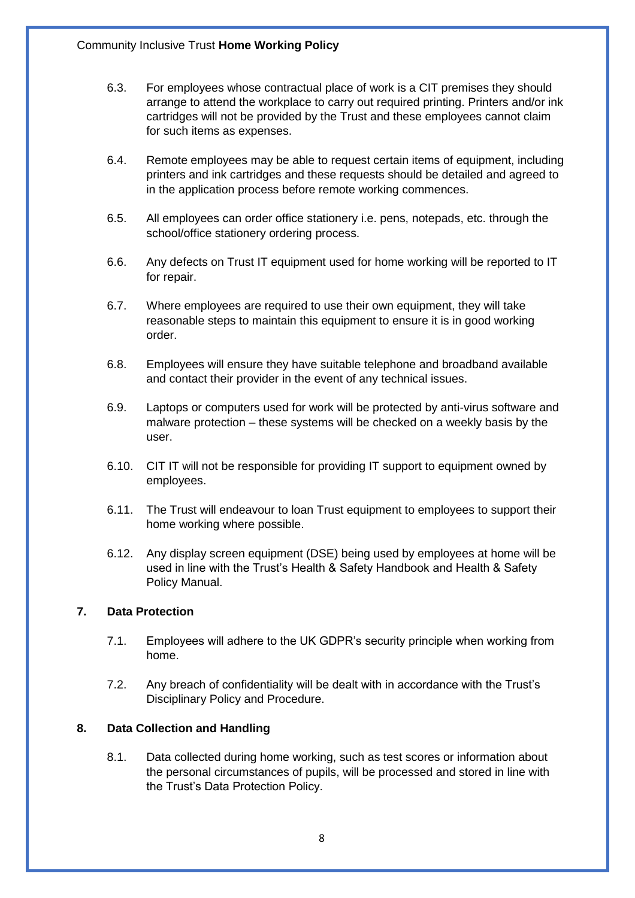6.3. For employees whose contractual place of work is a CIT premises they should arrange to attend the workplace to carry out required printing. Printers and/or ink cartridges will not be provided by the Trust and these employees cannot claim for such items as expenses.

6.4. Remote employees may be able to request certain items of equipment, including printers and ink cartridges and these requests should be detailed and agreed to in the application process before remote working commences.

6.5. All employees can order office stationery i.e. pens, notepads, etc. through the school/office stationery ordering process.

6.6. Any defects on Trust IT equipment used for home working will be reported to IT for repair.

6.7. Where employees are required to use their own equipment, they will take reasonable steps to maintain this equipment to ensure it is in good working order.

6.8. Employees will ensure they have suitable telephone and broadband available and contact their provider in the event of any technical issues.

6.9. Laptops or computers used for work will be protected by anti-virus software and malware protection – these systems will be checked on a weekly basis by the user.

6.10. CIT IT will not be responsible for providing IT support to equipment owned by employees.

6.11. The Trust will endeavour to loan Trust equipment to employees to support their home working where possible.

6.12. Any display screen equipment (DSE) being used by employees at home will be used in line with the Trust's Health & Safety Handbook and Health & Safety Policy Manual.

## 7. Data Protection

7.1. Employees will adhere to the UK GDPR's security principle when working from home.

7.2. Any breach of confidentiality will be dealt with in accordance with the Trust's Disciplinary Policy and Procedure.

## 8. Data Collection and Handling

8.1. Data collected during home working, such as test scores or information about the personal circumstances of pupils, will be processed and stored in line with the Trust's Data Protection Policy.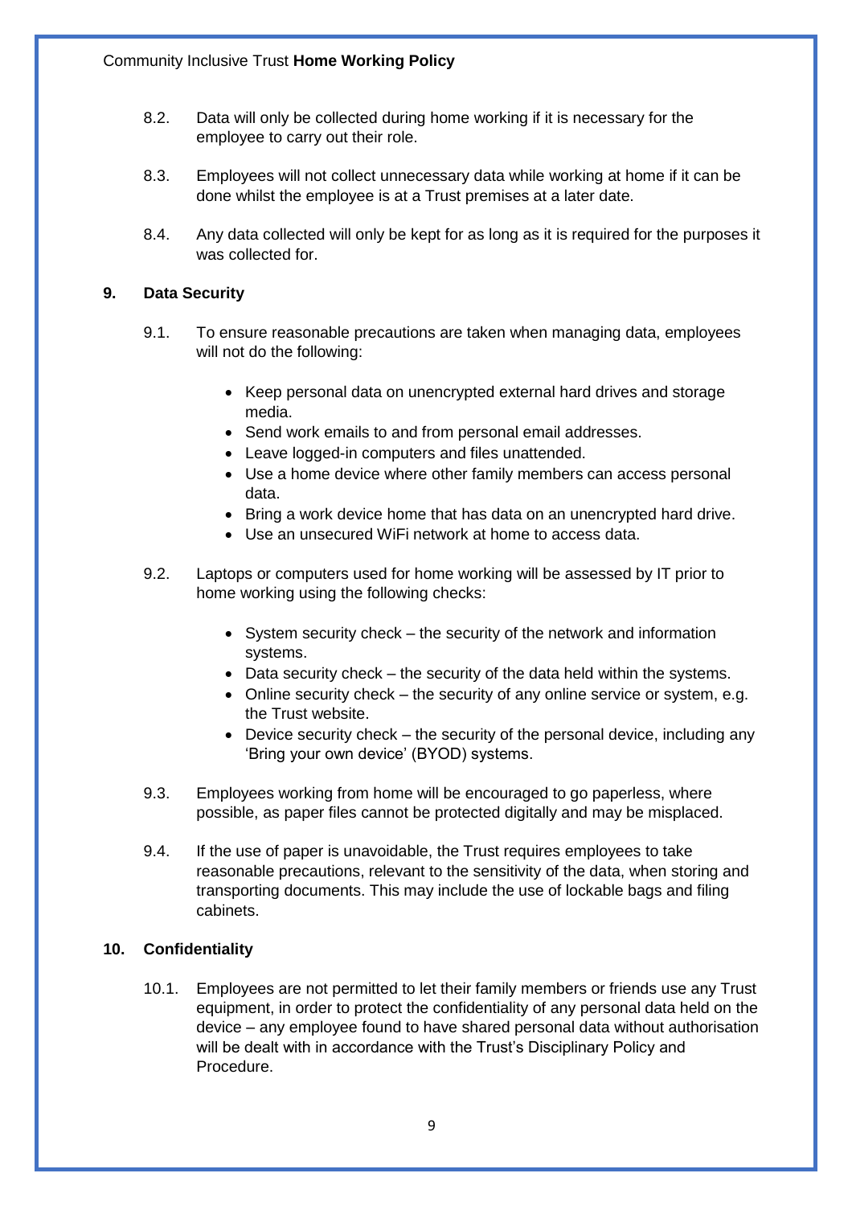8.2. Data will only be collected during home working if it is necessary for the employee to carry out their role.

8.3. Employees will not collect unnecessary data while working at home if it can be done whilst the employee is at a Trust premises at a later date.

8.4. Any data collected will only be kept for as long as it is required for the purposes it was collected for.

## 9. Data Security

9.1. To ensure reasonable precautions are taken when managing data, employees will not do the following:

- Keep personal data on unencrypted external hard drives and storage media.
- Send work emails to and from personal email addresses.
- Leave logged-in computers and files unattended.
- Use a home device where other family members can access personal data.
- Bring a work device home that has data on an unencrypted hard drive.
- Use an unsecured WiFi network at home to access data.

9.2. Laptops or computers used for home working will be assessed by IT prior to home working using the following checks:

- System security check – the security of the network and information systems.
- Data security check – the security of the data held within the systems.
- Online security check – the security of any online service or system, e.g. the Trust website.
- Device security check – the security of the personal device, including any 'Bring your own device' (BYOD) systems.

9.3. Employees working from home will be encouraged to go paperless, where possible, as paper files cannot be protected digitally and may be misplaced.

9.4. If the use of paper is unavoidable, the Trust requires employees to take reasonable precautions, relevant to the sensitivity of the data, when storing and transporting documents. This may include the use of lockable bags and filing cabinets.

## 10. Confidentiality

10.1. Employees are not permitted to let their family members or friends use any Trust equipment, in order to protect the confidentiality of any personal data held on the device – any employee found to have shared personal data without authorisation will be dealt with in accordance with the Trust's Disciplinary Policy and Procedure.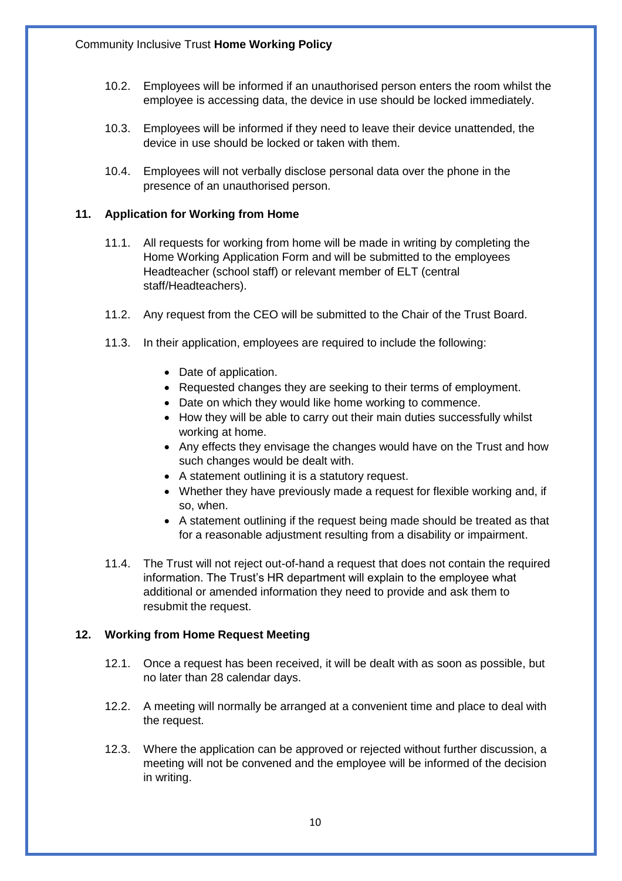10.2. Employees will be informed if an unauthorised person enters the room whilst the employee is accessing data, the device in use should be locked immediately.

10.3. Employees will be informed if they need to leave their device unattended, the device in use should be locked or taken with them.

10.4. Employees will not verbally disclose personal data over the phone in the presence of an unauthorised person.

## 11. Application for Working from Home

11.1. All requests for working from home will be made in writing by completing the Home Working Application Form and will be submitted to the employees Headteacher (school staff) or relevant member of ELT (central staff/Headteachers).

11.2. Any request from the CEO will be submitted to the Chair of the Trust Board.

11.3. In their application, employees are required to include the following:

- Date of application.
- Requested changes they are seeking to their terms of employment.
- Date on which they would like home working to commence.
- How they will be able to carry out their main duties successfully whilst working at home.
- Any effects they envisage the changes would have on the Trust and how such changes would be dealt with.
- A statement outlining it is a statutory request.
- Whether they have previously made a request for flexible working and, if so, when.
- A statement outlining if the request being made should be treated as that for a reasonable adjustment resulting from a disability or impairment.

11.4. The Trust will not reject out-of-hand a request that does not contain the required information. The Trust's HR department will explain to the employee what additional or amended information they need to provide and ask them to resubmit the request.

## 12. Working from Home Request Meeting

12.1. Once a request has been received, it will be dealt with as soon as possible, but no later than 28 calendar days.

12.2. A meeting will normally be arranged at a convenient time and place to deal with the request.

12.3. Where the application can be approved or rejected without further discussion, a meeting will not be convened and the employee will be informed of the decision in writing.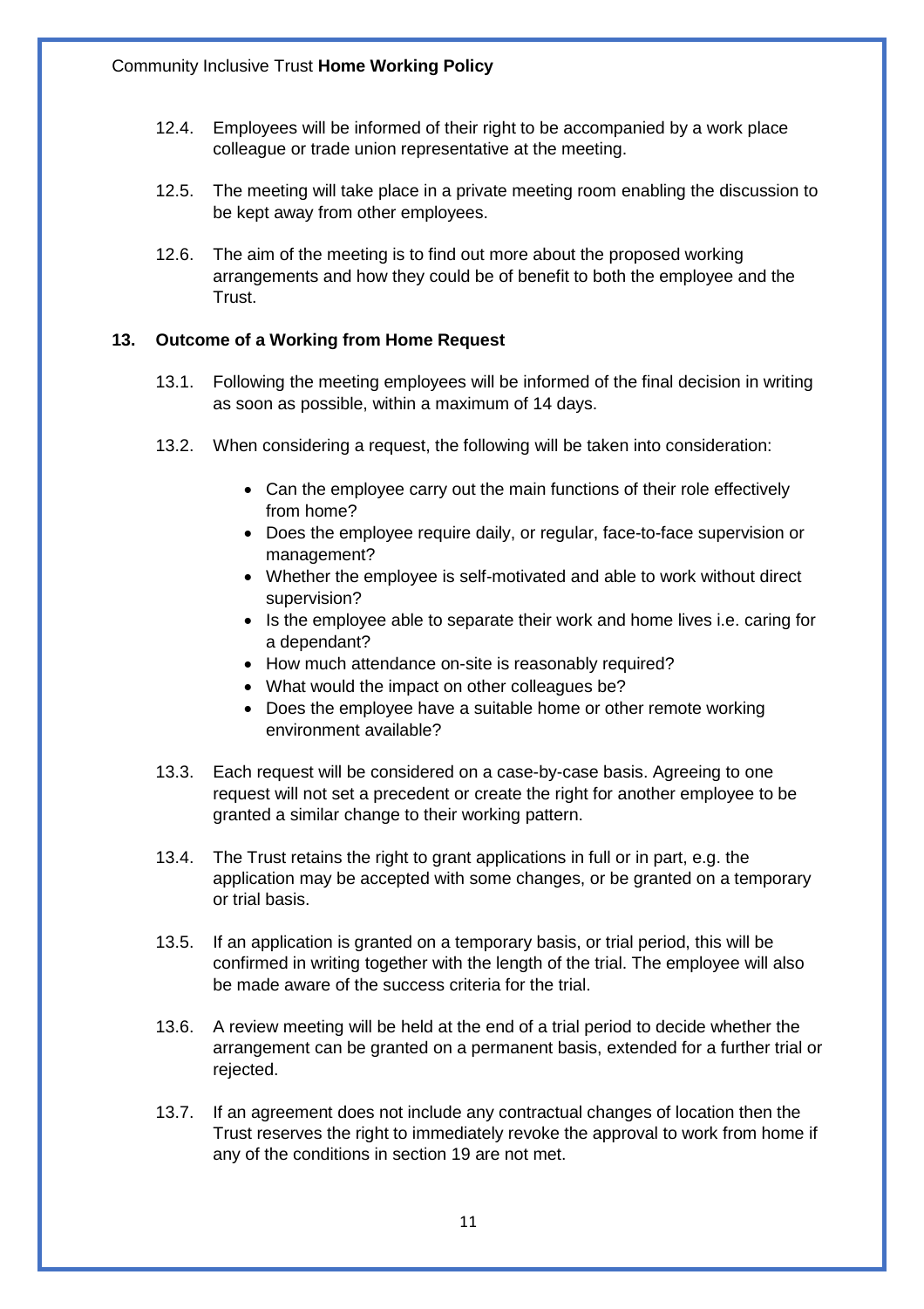12.4. Employees will be informed of their right to be accompanied by a work place colleague or trade union representative at the meeting.

12.5. The meeting will take place in a private meeting room enabling the discussion to be kept away from other employees.

12.6. The aim of the meeting is to find out more about the proposed working arrangements and how they could be of benefit to both the employee and the Trust.

## 13. Outcome of a Working from Home Request

13.1. Following the meeting employees will be informed of the final decision in writing as soon as possible, within a maximum of 14 days.

13.2. When considering a request, the following will be taken into consideration:

- Can the employee carry out the main functions of their role effectively from home?
- Does the employee require daily, or regular, face-to-face supervision or management?
- Whether the employee is self-motivated and able to work without direct supervision?
- Is the employee able to separate their work and home lives i.e. caring for a dependant?
- How much attendance on-site is reasonably required?
- What would the impact on other colleagues be?
- Does the employee have a suitable home or other remote working environment available?

13.3. Each request will be considered on a case-by-case basis. Agreeing to one request will not set a precedent or create the right for another employee to be granted a similar change to their working pattern.

13.4. The Trust retains the right to grant applications in full or in part, e.g. the application may be accepted with some changes, or be granted on a temporary or trial basis.

13.5. If an application is granted on a temporary basis, or trial period, this will be confirmed in writing together with the length of the trial. The employee will also be made aware of the success criteria for the trial.

13.6. A review meeting will be held at the end of a trial period to decide whether the arrangement can be granted on a permanent basis, extended for a further trial or rejected.

13.7. If an agreement does not include any contractual changes of location then the Trust reserves the right to immediately revoke the approval to work from home if any of the conditions in section 19 are not met.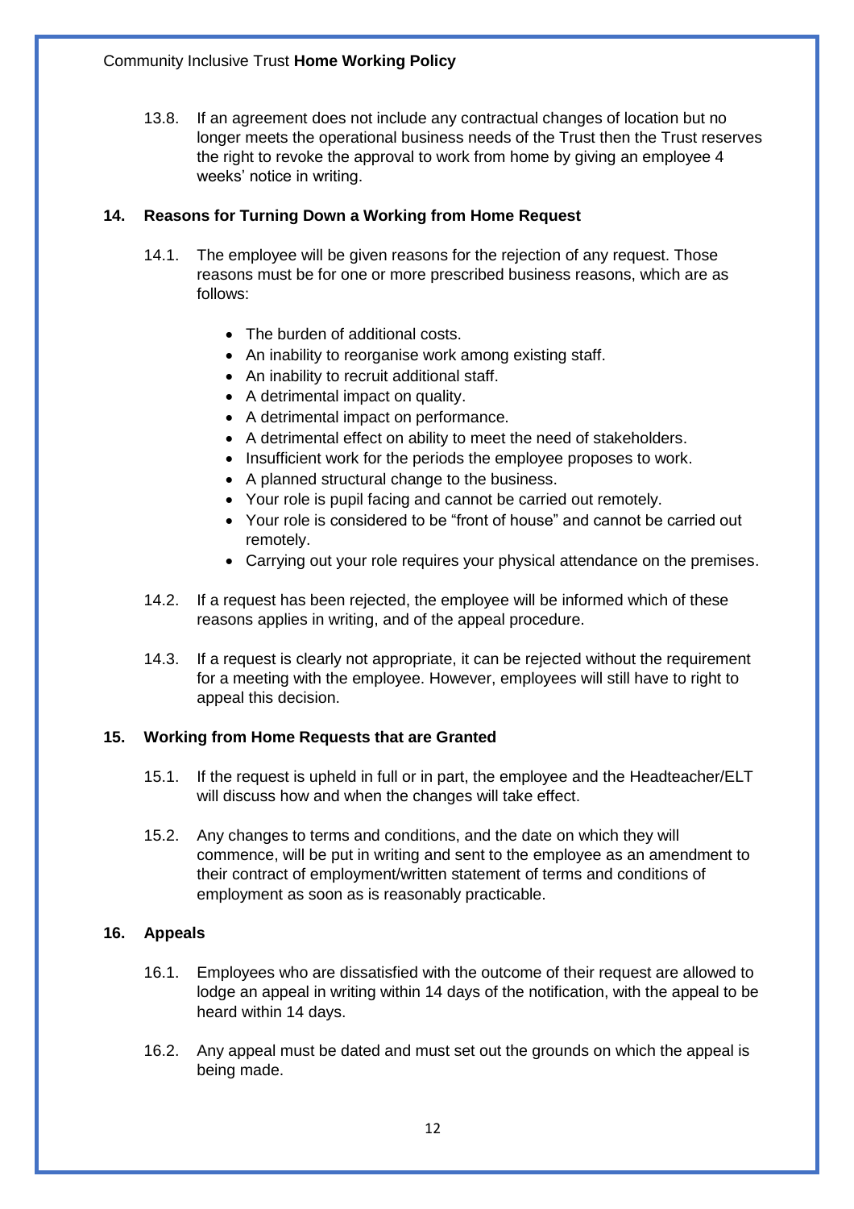13.8. If an agreement does not include any contractual changes of location but no longer meets the operational business needs of the Trust then the Trust reserves the right to revoke the approval to work from home by giving an employee 4 weeks' notice in writing.

## 14. Reasons for Turning Down a Working from Home Request

14.1. The employee will be given reasons for the rejection of any request. Those reasons must be for one or more prescribed business reasons, which are as follows:

- The burden of additional costs.
- An inability to reorganise work among existing staff.
- An inability to recruit additional staff.
- A detrimental impact on quality.
- A detrimental impact on performance.
- A detrimental effect on ability to meet the need of stakeholders.
- Insufficient work for the periods the employee proposes to work.
- A planned structural change to the business.
- Your role is pupil facing and cannot be carried out remotely.
- Your role is considered to be "front of house" and cannot be carried out remotely.
- Carrying out your role requires your physical attendance on the premises.

14.2. If a request has been rejected, the employee will be informed which of these reasons applies in writing, and of the appeal procedure.

14.3. If a request is clearly not appropriate, it can be rejected without the requirement for a meeting with the employee. However, employees will still have to right to appeal this decision.

## 15. Working from Home Requests that are Granted

15.1. If the request is upheld in full or in part, the employee and the Headteacher/ELT will discuss how and when the changes will take effect.

15.2. Any changes to terms and conditions, and the date on which they will commence, will be put in writing and sent to the employee as an amendment to their contract of employment/written statement of terms and conditions of employment as soon as is reasonably practicable.

## 16. Appeals

16.1. Employees who are dissatisfied with the outcome of their request are allowed to lodge an appeal in writing within 14 days of the notification, with the appeal to be heard within 14 days.

16.2. Any appeal must be dated and must set out the grounds on which the appeal is being made.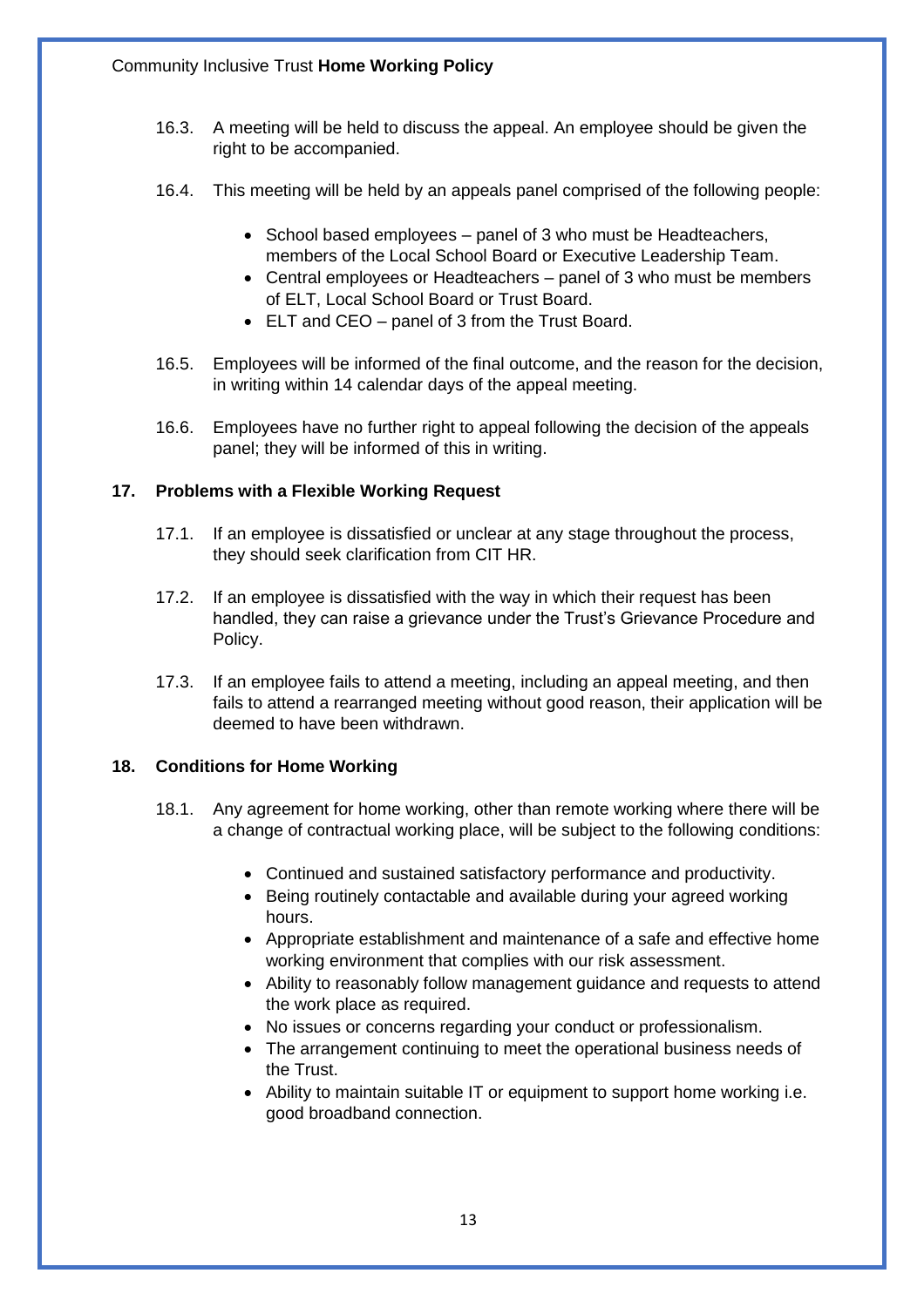16.3. A meeting will be held to discuss the appeal. An employee should be given the right to be accompanied.

16.4. This meeting will be held by an appeals panel comprised of the following people:

- School based employees – panel of 3 who must be Headteachers, members of the Local School Board or Executive Leadership Team.
- Central employees or Headteachers – panel of 3 who must be members of ELT, Local School Board or Trust Board.
- ELT and CEO – panel of 3 from the Trust Board.

16.5. Employees will be informed of the final outcome, and the reason for the decision, in writing within 14 calendar days of the appeal meeting.

16.6. Employees have no further right to appeal following the decision of the appeals panel; they will be informed of this in writing.

## 17. Problems with a Flexible Working Request

17.1. If an employee is dissatisfied or unclear at any stage throughout the process, they should seek clarification from CIT HR.

17.2. If an employee is dissatisfied with the way in which their request has been handled, they can raise a grievance under the Trust's Grievance Procedure and Policy.

17.3. If an employee fails to attend a meeting, including an appeal meeting, and then fails to attend a rearranged meeting without good reason, their application will be deemed to have been withdrawn.

## 18. Conditions for Home Working

18.1. Any agreement for home working, other than remote working where there will be a change of contractual working place, will be subject to the following conditions:

- Continued and sustained satisfactory performance and productivity.
- Being routinely contactable and available during your agreed working hours.
- Appropriate establishment and maintenance of a safe and effective home working environment that complies with our risk assessment.
- Ability to reasonably follow management guidance and requests to attend the work place as required.
- No issues or concerns regarding your conduct or professionalism.
- The arrangement continuing to meet the operational business needs of the Trust.
- Ability to maintain suitable IT or equipment to support home working i.e. good broadband connection.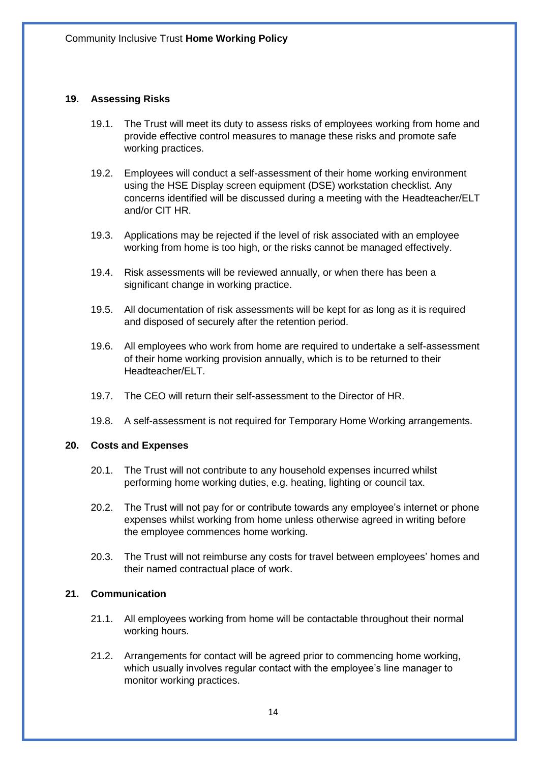## 19. Assessing Risks

19.1. The Trust will meet its duty to assess risks of employees working from home and provide effective control measures to manage these risks and promote safe working practices.

19.2. Employees will conduct a self-assessment of their home working environment using the HSE Display screen equipment (DSE) workstation checklist. Any concerns identified will be discussed during a meeting with the Headteacher/ELT and/or CIT HR.

19.3. Applications may be rejected if the level of risk associated with an employee working from home is too high, or the risks cannot be managed effectively.

19.4. Risk assessments will be reviewed annually, or when there has been a significant change in working practice.

19.5. All documentation of risk assessments will be kept for as long as it is required and disposed of securely after the retention period.

19.6. All employees who work from home are required to undertake a self-assessment of their home working provision annually, which is to be returned to their Headteacher/ELT.

19.7. The CEO will return their self-assessment to the Director of HR.

19.8. A self-assessment is not required for Temporary Home Working arrangements.

## 20. Costs and Expenses

20.1. The Trust will not contribute to any household expenses incurred whilst performing home working duties, e.g. heating, lighting or council tax.

20.2. The Trust will not pay for or contribute towards any employee's internet or phone expenses whilst working from home unless otherwise agreed in writing before the employee commences home working.

20.3. The Trust will not reimburse any costs for travel between employees' homes and their named contractual place of work.

## 21. Communication

21.1. All employees working from home will be contactable throughout their normal working hours.

21.2. Arrangements for contact will be agreed prior to commencing home working, which usually involves regular contact with the employee's line manager to monitor working practices.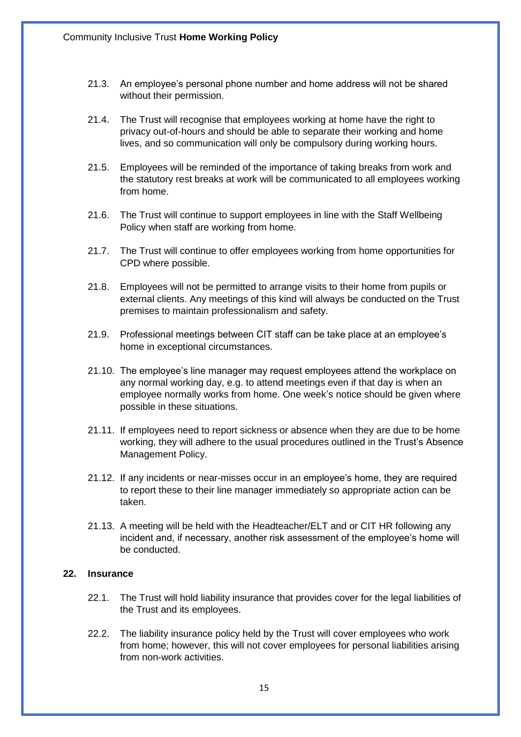21.3. An employee's personal phone number and home address will not be shared without their permission.

21.4. The Trust will recognise that employees working at home have the right to privacy out-of-hours and should be able to separate their working and home lives, and so communication will only be compulsory during working hours.

21.5. Employees will be reminded of the importance of taking breaks from work and the statutory rest breaks at work will be communicated to all employees working from home.

21.6. The Trust will continue to support employees in line with the Staff Wellbeing Policy when staff are working from home.

21.7. The Trust will continue to offer employees working from home opportunities for CPD where possible.

21.8. Employees will not be permitted to arrange visits to their home from pupils or external clients. Any meetings of this kind will always be conducted on the Trust premises to maintain professionalism and safety.

21.9. Professional meetings between CIT staff can be take place at an employee's home in exceptional circumstances.

21.10. The employee's line manager may request employees attend the workplace on any normal working day, e.g. to attend meetings even if that day is when an employee normally works from home. One week's notice should be given where possible in these situations.

21.11. If employees need to report sickness or absence when they are due to be home working, they will adhere to the usual procedures outlined in the Trust's Absence Management Policy.

21.12. If any incidents or near-misses occur in an employee's home, they are required to report these to their line manager immediately so appropriate action can be taken.

21.13. A meeting will be held with the Headteacher/ELT and or CIT HR following any incident and, if necessary, another risk assessment of the employee's home will be conducted.

## 22. Insurance

22.1. The Trust will hold liability insurance that provides cover for the legal liabilities of the Trust and its employees.

22.2. The liability insurance policy held by the Trust will cover employees who work from home; however, this will not cover employees for personal liabilities arising from non-work activities.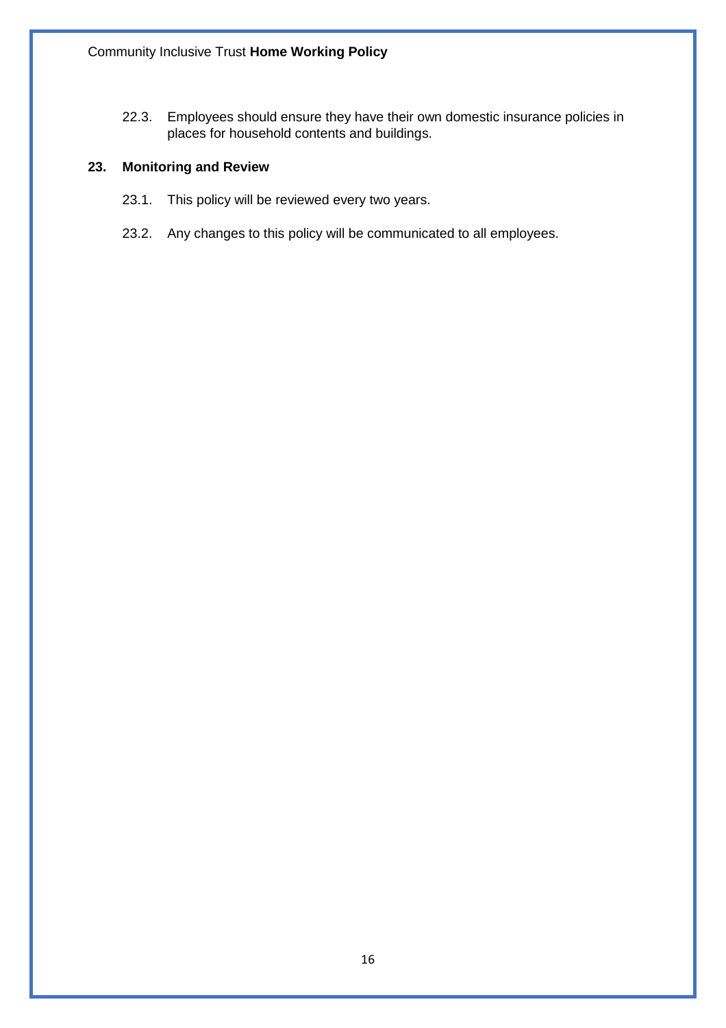22.3. Employees should ensure they have their own domestic insurance policies in places for household contents and buildings.

## 23. Monitoring and Review

23.1. This policy will be reviewed every two years.

23.2. Any changes to this policy will be communicated to all employees.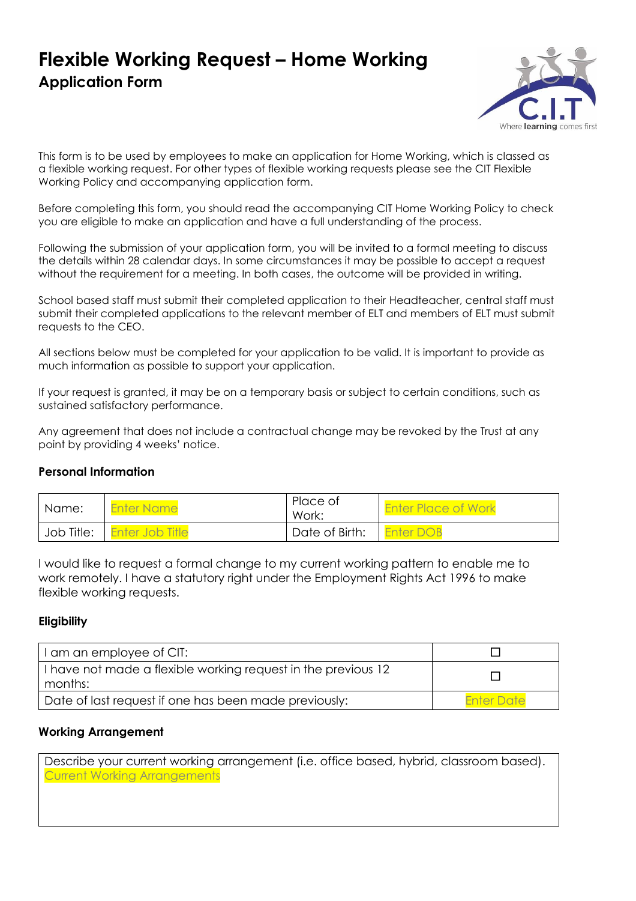# Flexible Working Request – Home Working

## Application Form

This form is to be used by employees to make an application for Home Working, which is classed as a flexible working request. For other types of flexible working requests please see the CIT Flexible Working Policy and accompanying application form.

Before completing this form, you should read the accompanying CIT Home Working Policy to check you are eligible to make an application and have a full understanding of the process.

Following the submission of your application form, you will be invited to a formal meeting to discuss the details within 28 calendar days. In some circumstances it may be possible to accept a request without the requirement for a meeting. In both cases, the outcome will be provided in writing.

School based staff must submit their completed application to their Headteacher, central staff must submit their completed applications to the relevant member of ELT and members of ELT must submit requests to the CEO.

All sections below must be completed for your application to be valid. It is important to provide as much information as possible to support your application.

If your request is granted, it may be on a temporary basis or subject to certain conditions, such as sustained satisfactory performance.

Any agreement that does not include a contractual change may be revoked by the Trust at any point by providing 4 weeks' notice.

### Personal Information

| Name: | Enter Name | Place of Work: | Enter Place of Work |
|---|---|---|---|
| Job Title: | Enter Job Title | Date of Birth: | Enter DOB |

I would like to request a formal change to my current working pattern to enable me to work remotely. I have a statutory right under the Employment Rights Act 1996 to make flexible working requests.

### Eligibility

| | |
|---|---|
| I am an employee of CIT: | ☐ |
| I have not made a flexible working request in the previous 12 months: | ☐ |
| Date of last request if one has been made previously: | Enter Date |

### Working Arrangement

| Describe your current working arrangement (i.e. office based, hybrid, classroom based). |
|---|
| Current Working Arrangements |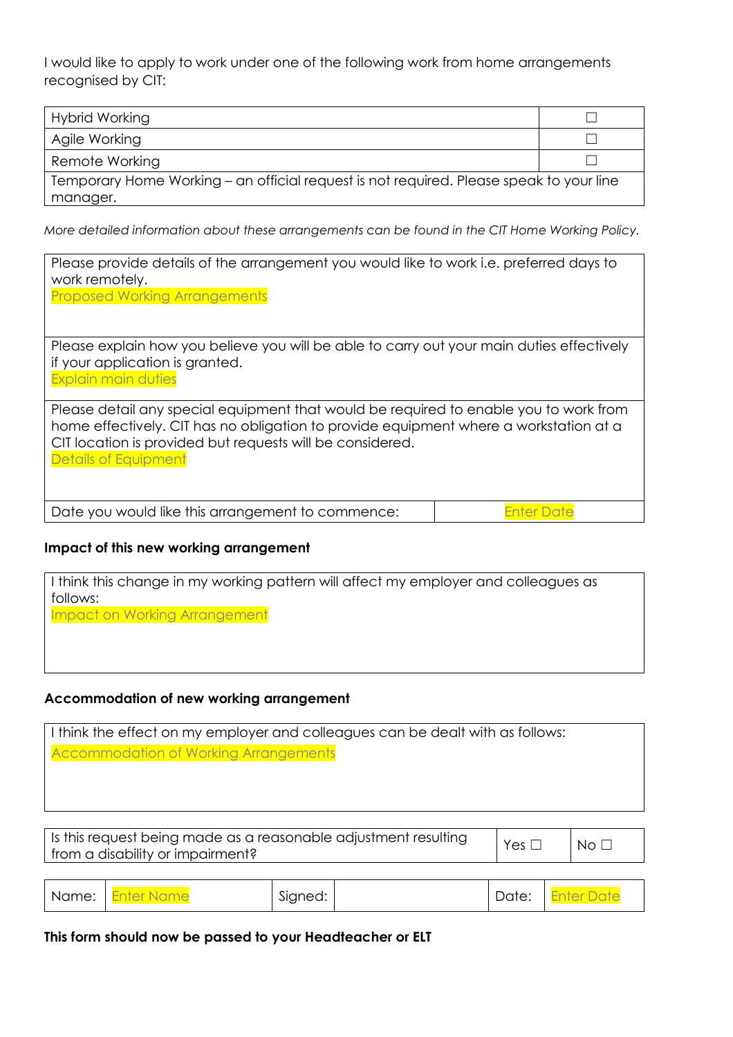I would like to apply to work under one of the following work from home arrangements recognised by CIT:

| | |
|---|---|
| Hybrid Working | ☐ |
| Agile Working | ☐ |
| Remote Working | ☐ |
| Temporary Home Working – an official request is not required. Please speak to your line manager. | |

*More detailed information about these arrangements can be found in the CIT Home Working Policy.*

| | |
|---|---|
| Please provide details of the arrangement you would like to work i.e. preferred days to work remotely.<br>Proposed Working Arrangements | |
| Please explain how you believe you will be able to carry out your main duties effectively if your application is granted.<br>Explain main duties | |
| Please detail any special equipment that would be required to enable you to work from home effectively. CIT has no obligation to provide equipment where a workstation at a CIT location is provided but requests will be considered.<br>Details of Equipment | |
| Date you would like this arrangement to commence: | Enter Date |

**Impact of this new working arrangement**

| |
|---|
| I think this change in my working pattern will affect my employer and colleagues as follows:<br>Impact on Working Arrangement |

**Accommodation of new working arrangement**

| |
|---|
| I think the effect on my employer and colleagues can be dealt with as follows:<br>Accommodation of Working Arrangements |

| | | |
|---|---|---|
| Is this request being made as a reasonable adjustment resulting from a disability or impairment? | Yes ☐ | No ☐ |

| | | | | | |
|---|---|---|---|---|---|
| Name: | Enter Name | Signed: | | Date: | Enter Date |

**This form should now be passed to your Headteacher or ELT**